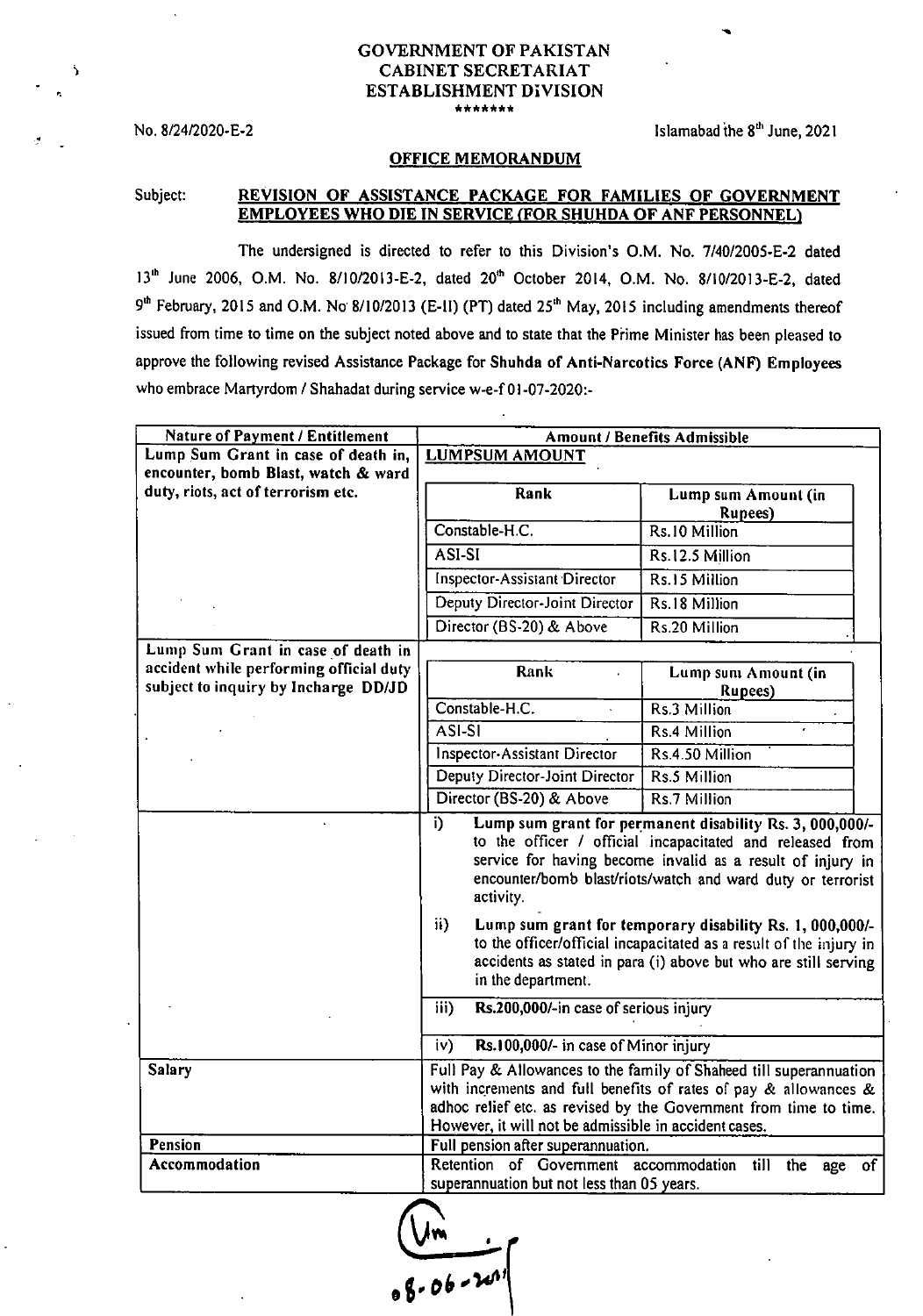# GOVERNMENT OF PAKISTAN
# CABINET SECRETARIAT
# ESTABLISHMENT DIVISION

\*\*\*\*\*\*\*

No. 8/24/2020-E-2

Islamabad the 8th June, 2021

## OFFICE MEMORANDUM

Subject: **REVISION OF ASSISTANCE PACKAGE FOR FAMILIES OF GOVERNMENT EMPLOYEES WHO DIE IN SERVICE (FOR SHUHDA OF ANF PERSONNEL)**

The undersigned is directed to refer to this Division's O.M. No. 7/40/2005-E-2 dated 13th June 2006, O.M. No. 8/10/2013-E-2, dated 20th October 2014, O.M. No. 8/10/2013-E-2, dated 9th February, 2015 and O.M. No 8/10/2013 (E-II) (PT) dated 25th May, 2015 including amendments thereof issued from time to time on the subject noted above and to state that the Prime Minister has been pleased to approve the following revised Assistance Package for **Shuhda of Anti-Narcotics Force (ANF) Employees** who embrace Martyrdom / Shahadat during service w-e-f 01-07-2020:-

| Nature of Payment / Entitlement | Amount / Benefits Admissible | |
|---|---|---|
| **Lump Sum Grant in case of death in, encounter, bomb Blast, watch & ward duty, riots, act of terrorism etc.** | **LUMPSUM AMOUNT** | |
| | **Rank** | **Lump sum Amount (in Rupees)** |
| | Constable-H.C. | Rs.10 Million |
| | ASI-SI | Rs.12.5 Million |
| | Inspector-Assistant Director | Rs.15 Million |
| | Deputy Director-Joint Director | Rs.18 Million |
| | Director (BS-20) & Above | Rs.20 Million |
| **Lump Sum Grant in case of death in accident while performing official duty subject to inquiry by Incharge DD/JD** | **Rank** | **Lump sum Amount (in Rupees)** |
| | Constable-H.C. | Rs.3 Million |
| | ASI-SI | Rs.4 Million |
| | Inspector-Assistant Director | Rs.4.50 Million |
| | Deputy Director-Joint Director | Rs.5 Million |
| | Director (BS-20) & Above | Rs.7 Million |
| | i) **Lump sum grant for permanent disability Rs. 3, 000,000/-** to the officer / official incapacitated and released from service for having become invalid as a result of injury in encounter/bomb blast/riots/watch and ward duty or terrorist activity. | |
| | ii) **Lump sum grant for temporary disability Rs. 1, 000,000/-** to the officer/official incapacitated as a result of the injury in accidents as stated in para (i) above but who are still serving in the department. | |
| | iii) **Rs.200,000/-** in case of serious injury | |
| | iv) **Rs.100,000/-** in case of Minor injury | |
| **Salary** | Full Pay & Allowances to the family of Shaheed till superannuation with increments and full benefits of rates of pay & allowances & adhoc relief etc. as revised by the Government from time to time. However, it will not be admissible in accident cases. | |
| **Pension** | Full pension after superannuation. | |
| **Accommodation** | Retention of Government accommodation till the age of superannuation but not less than 05 years. | |

08-06-2021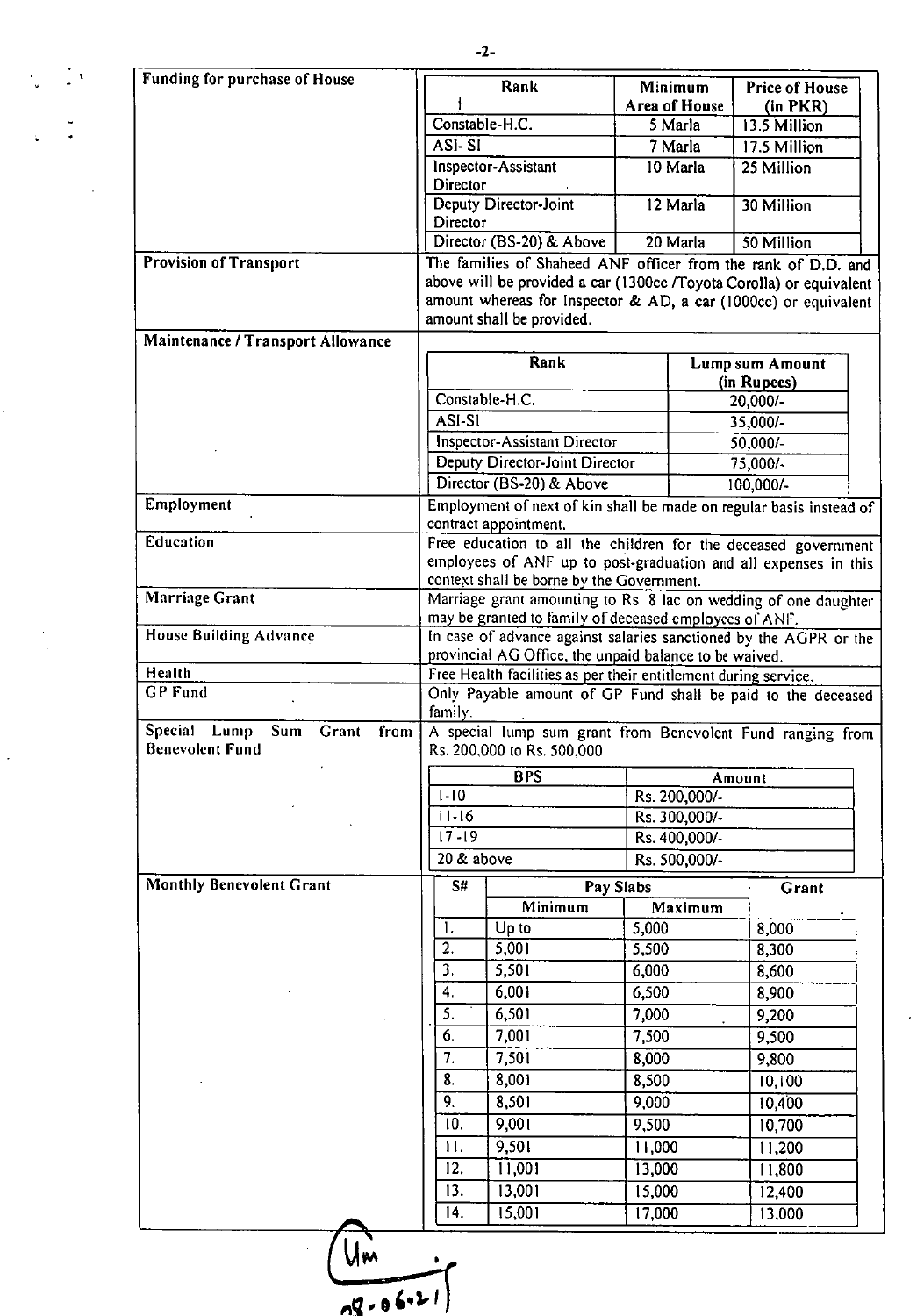| | |
|---|---|
| **Funding for purchase of House** | <table><tr><th>Rank</th><th>Minimum Area of House</th><th>Price of House (in PKR)</th></tr><tr><td>Constable-H.C.</td><td>5 Marla</td><td>13.5 Million</td></tr><tr><td>ASI- SI</td><td>7 Marla</td><td>17.5 Million</td></tr><tr><td>Inspector-Assistant Director</td><td>10 Marla</td><td>25 Million</td></tr><tr><td>Deputy Director-Joint Director</td><td>12 Marla</td><td>30 Million</td></tr><tr><td>Director (BS-20) & Above</td><td>20 Marla</td><td>50 Million</td></tr></table> |
| **Provision of Transport** | The families of Shaheed ANF officer from the rank of D.D. and above will be provided a car (1300cc /Toyota Corolla) or equivalent amount whereas for Inspector & AD, a car (1000cc) or equivalent amount shall be provided. |
| **Maintenance / Transport Allowance** | <table><tr><th>Rank</th><th>Lump sum Amount (in Rupees)</th></tr><tr><td>Constable-H.C.</td><td>20,000/-</td></tr><tr><td>ASI-SI</td><td>35,000/-</td></tr><tr><td>Inspector-Assistant Director</td><td>50,000/-</td></tr><tr><td>Deputy Director-Joint Director</td><td>75,000/-</td></tr><tr><td>Director (BS-20) & Above</td><td>100,000/-</td></tr></table> |
| **Employment** | Employment of next of kin shall be made on regular basis instead of contract appointment. |
| **Education** | Free education to all the children for the deceased government employees of ANF up to post-graduation and all expenses in this context shall be borne by the Government. |
| **Marriage Grant** | Marriage grant amounting to Rs. 8 lac on wedding of one daughter may be granted to family of deceased employees of ANF. |
| **House Building Advance** | In case of advance against salaries sanctioned by the AGPR or the provincial AG Office, the unpaid balance to be waived. |
| **Health** | Free Health facilities as per their entitlement during service. |
| **GP Fund** | Only Payable amount of GP Fund shall be paid to the deceased family. |
| **Special Lump Sum Grant from Benevolent Fund** | A special lump sum grant from Benevolent Fund ranging from Rs. 200,000 to Rs. 500,000<br><table><tr><th>BPS</th><th>Amount</th></tr><tr><td>1-10</td><td>Rs. 200,000/-</td></tr><tr><td>11-16</td><td>Rs. 300,000/-</td></tr><tr><td>17-19</td><td>Rs. 400,000/-</td></tr><tr><td>20 & above</td><td>Rs. 500,000/-</td></tr></table> |
| **Monthly Benevolent Grant** | <table><tr><th>S#</th><th>Pay Slabs Minimum</th><th>Pay Slabs Maximum</th><th>Grant</th></tr><tr><td>1.</td><td>Up to</td><td>5,000</td><td>8,000</td></tr><tr><td>2.</td><td>5,001</td><td>5,500</td><td>8,300</td></tr><tr><td>3.</td><td>5,501</td><td>6,000</td><td>8,600</td></tr><tr><td>4.</td><td>6,001</td><td>6,500</td><td>8,900</td></tr><tr><td>5.</td><td>6,501</td><td>7,000</td><td>9,200</td></tr><tr><td>6.</td><td>7,001</td><td>7,500</td><td>9,500</td></tr><tr><td>7.</td><td>7,501</td><td>8,000</td><td>9,800</td></tr><tr><td>8.</td><td>8,001</td><td>8,500</td><td>10,100</td></tr><tr><td>9.</td><td>8,501</td><td>9,000</td><td>10,400</td></tr><tr><td>10.</td><td>9,001</td><td>9,500</td><td>10,700</td></tr><tr><td>11.</td><td>9,501</td><td>11,000</td><td>11,200</td></tr><tr><td>12.</td><td>11,001</td><td>13,000</td><td>11,800</td></tr><tr><td>13.</td><td>13,001</td><td>15,000</td><td>12,400</td></tr><tr><td>14.</td><td>15,001</td><td>17,000</td><td>13,000</td></tr></table> |

Um
08-06-21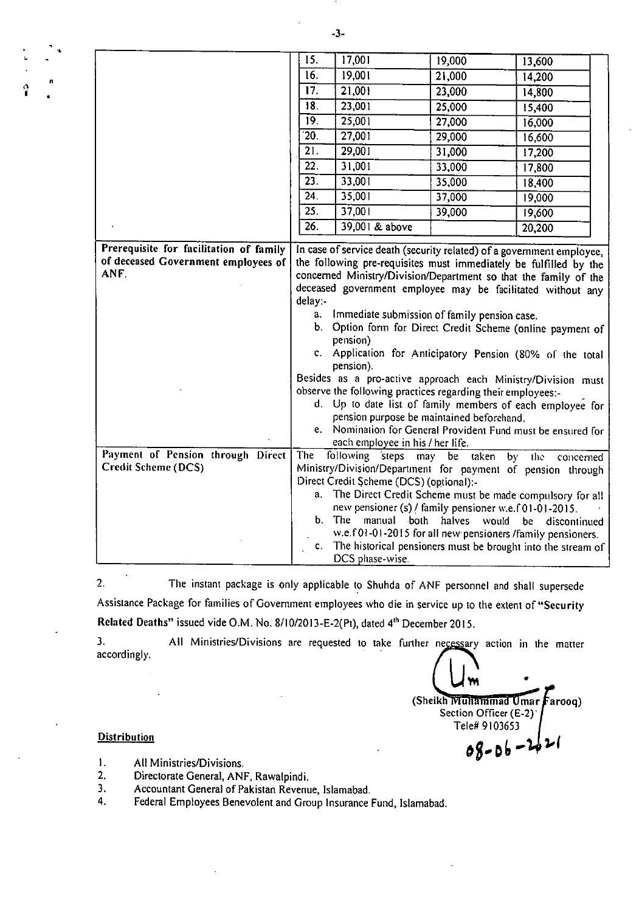| | | | | |
|---|---|---|---|---|
| | 15. | 17,001 | 19,000 | 13,600 |
| | 16. | 19,001 | 21,000 | 14,200 |
| | 17. | 21,001 | 23,000 | 14,800 |
| | 18. | 23,001 | 25,000 | 15,400 |
| | 19. | 25,001 | 27,000 | 16,000 |
| | 20. | 27,001 | 29,000 | 16,600 |
| | 21. | 29,001 | 31,000 | 17,200 |
| | 22. | 31,001 | 33,000 | 17,800 |
| | 23. | 33,001 | 35,000 | 18,400 |
| | 24. | 35,001 | 37,000 | 19,000 |
| | 25. | 37,001 | 39,000 | 19,600 |
| | 26. | 39,001 & above | | 20,200 |

| | |
|---|---|
| **Prerequisite for facilitation of family of deceased Government employees of ANF.** | In case of service death (security related) of a government employee, the following pre-requisites must immediately be fulfilled by the concerned Ministry/Division/Department so that the family of the deceased government employee may be facilitated without any delay:- <br> a. Immediate submission of family pension case. <br> b. Option form for Direct Credit Scheme (online payment of pension) <br> c. Application for Anticipatory Pension (80% of the total pension). <br> Besides as a pro-active approach each Ministry/Division must observe the following practices regarding their employees:- <br> d. Up to date list of family members of each employee for pension purpose be maintained beforehand. <br> e. Nomination for General Provident Fund must be ensured for each employee in his / her life. |
| **Payment of Pension through Direct Credit Scheme (DCS)** | The following steps may be taken by the concerned Ministry/Division/Department for payment of pension through Direct Credit Scheme (DCS) (optional):- <br> a. The Direct Credit Scheme must be made compulsory for all new pensioner (s) / family pensioner w.e.f 01-01-2015. <br> b. The manual both halves would be discontinued w.e.f 01-01-2015 for all new pensioners /family pensioners. <br> c. The historical pensioners must be brought into the stream of DCS phase-wise. |

2. The instant package is only applicable to Shuhda of ANF personnel and shall supersede Assistance Package for families of Government employees who die in service up to the extent of **"Security Related Deaths"** issued vide O.M. No. 8/10/2013-E-2(Pt), dated 4th December 2015.

3. All Ministries/Divisions are requested to take further necessary action in the matter accordingly.

(Sheikh Muhammad Umar Farooq)
Section Officer (E-2)
Tele# 9103653
08-06-2021

**Distribution**

1. All Ministries/Divisions.
2. Directorate General, ANF, Rawalpindi.
3. Accountant General of Pakistan Revenue, Islamabad.
4. Federal Employees Benevolent and Group Insurance Fund, Islamabad.